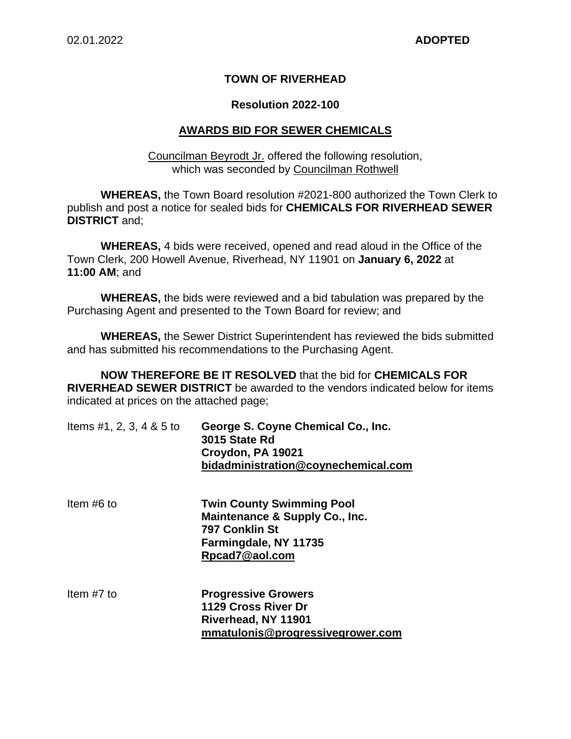02.01.2022 **ADOPTED**

**TOWN OF RIVERHEAD**

**Resolution 2022-100**

**AWARDS BID FOR SEWER CHEMICALS**

Councilman Beyrodt Jr. offered the following resolution, which was seconded by Councilman Rothwell

**WHEREAS,** the Town Board resolution #2021-800 authorized the Town Clerk to publish and post a notice for sealed bids for **CHEMICALS FOR RIVERHEAD SEWER DISTRICT** and;

**WHEREAS,** 4 bids were received, opened and read aloud in the Office of the Town Clerk, 200 Howell Avenue, Riverhead, NY 11901 on **January 6, 2022** at **11:00 AM**; and

**WHEREAS,** the bids were reviewed and a bid tabulation was prepared by the Purchasing Agent and presented to the Town Board for review; and

**WHEREAS,** the Sewer District Superintendent has reviewed the bids submitted and has submitted his recommendations to the Purchasing Agent.

**NOW THEREFORE BE IT RESOLVED** that the bid for **CHEMICALS FOR RIVERHEAD SEWER DISTRICT** be awarded to the vendors indicated below for items indicated at prices on the attached page;

Items #1, 2, 3, 4 & 5 to **George S. Coyne Chemical Co., Inc.**
**3015 State Rd**
**Croydon, PA 19021**
**bidadministration@coynechemical.com**

Item #6 to **Twin County Swimming Pool Maintenance & Supply Co., Inc.**
**797 Conklin St**
**Farmingdale, NY 11735**
**Rpcad7@aol.com**

Item #7 to **Progressive Growers**
**1129 Cross River Dr**
**Riverhead, NY 11901**
**mmatulonis@progressivegrower.com**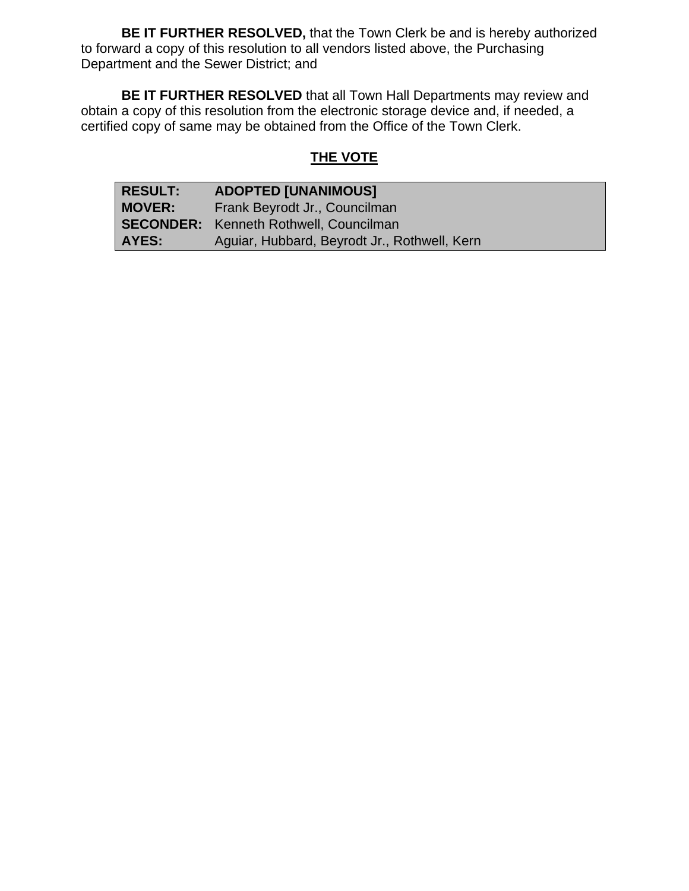**BE IT FURTHER RESOLVED,** that the Town Clerk be and is hereby authorized to forward a copy of this resolution to all vendors listed above, the Purchasing Department and the Sewer District; and

**BE IT FURTHER RESOLVED** that all Town Hall Departments may review and obtain a copy of this resolution from the electronic storage device and, if needed, a certified copy of same may be obtained from the Office of the Town Clerk.

## THE VOTE

| | |
|---|---|
| **RESULT:** | **ADOPTED [UNANIMOUS]** |
| **MOVER:** | Frank Beyrodt Jr., Councilman |
| **SECONDER:** | Kenneth Rothwell, Councilman |
| **AYES:** | Aguiar, Hubbard, Beyrodt Jr., Rothwell, Kern |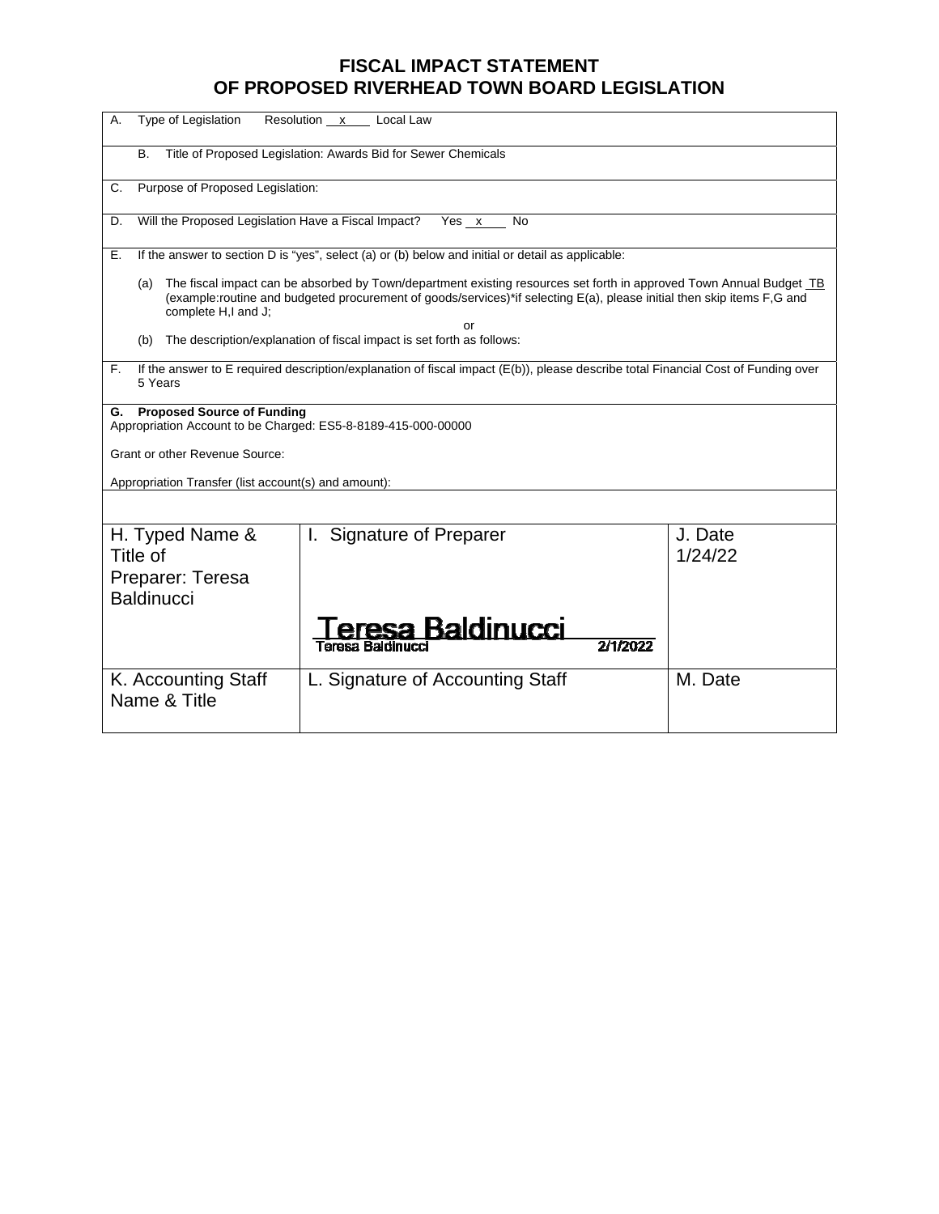# FISCAL IMPACT STATEMENT
# OF PROPOSED RIVERHEAD TOWN BOARD LEGISLATION

A. Type of Legislation Resolution __x__ Local Law

B. Title of Proposed Legislation: Awards Bid for Sewer Chemicals

C. Purpose of Proposed Legislation:

D. Will the Proposed Legislation Have a Fiscal Impact? Yes __x__ No

E. If the answer to section D is "yes", select (a) or (b) below and initial or detail as applicable:

(a) The fiscal impact can be absorbed by Town/department existing resources set forth in approved Town Annual Budget _TB_ (example:routine and budgeted procurement of goods/services)*if selecting E(a), please initial then skip items F,G and complete H,I and J;

or

(b) The description/explanation of fiscal impact is set forth as follows:

F. If the answer to E required description/explanation of fiscal impact (E(b)), please describe total Financial Cost of Funding over 5 Years

**G. Proposed Source of Funding**

Appropriation Account to be Charged: ES5-8-8189-415-000-00000

Grant or other Revenue Source:

Appropriation Transfer (list account(s) and amount):

| | | |
|---|---|---|
| H. Typed Name & Title of Preparer: Teresa Baldinucci | I. Signature of Preparer<br><br>Teresa Baldinucci<br>Teresa Baldinucci 2/1/2022 | J. Date 1/24/22 |
| K. Accounting Staff Name & Title | L. Signature of Accounting Staff | M. Date |